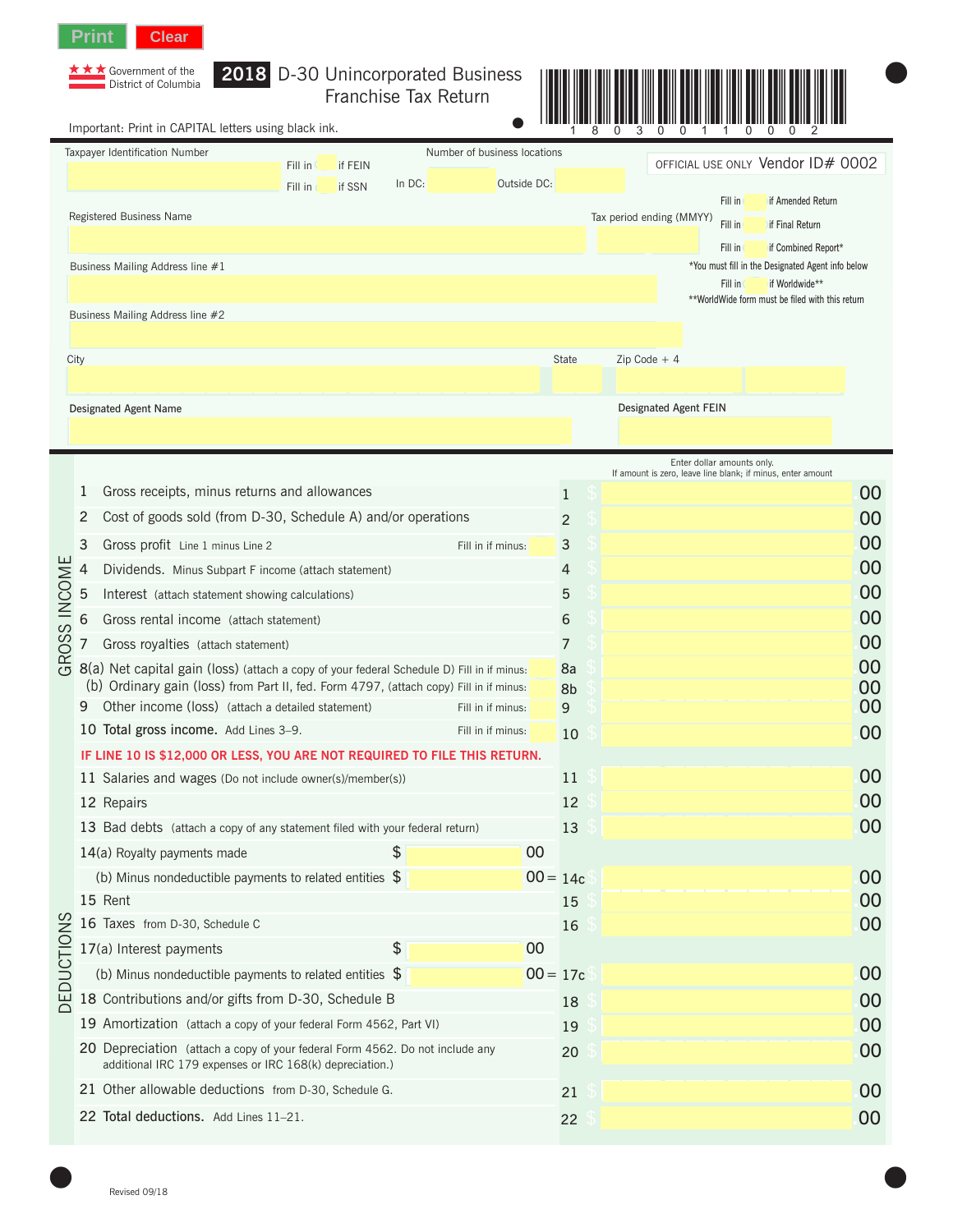Print Clear

Government of the District of Columbia

# 2018 D-30 Unincorporated Business Franchise Tax Return

1 8 0 3 0 0 1 1 0 0 0 2

Important: Print in CAPITAL letters using black ink.

Taxpayer Identification Number

Fill in if FEIN

Fill in if SSN

Number of business locations

In DC: Outside DC:

OFFICIAL USE ONLY Vendor ID# 0002

Fill in if Amended Return

Fill in if Final Return

Fill in if Combined Report*

*You must fill in the Designated Agent info below

Fill in if Worldwide**

**WorldWide form must be filed with this return

Registered Business Name

Tax period ending (MMYY)

Business Mailing Address line #1

Business Mailing Address line #2

City State Zip Code + 4

Designated Agent Name

Designated Agent FEIN

Enter dollar amounts only.
If amount is zero, leave line blank; if minus, enter amount

## GROSS INCOME

| | | Line | Amount |
|---|---|---|---|
| 1 | Gross receipts, minus returns and allowances | 1 | $ .00 |
| 2 | Cost of goods sold (from D-30, Schedule A) and/or operations | 2 | $ .00 |
| 3 | Gross profit Line 1 minus Line 2 — Fill in if minus: | 3 | $ .00 |
| 4 | Dividends. Minus Subpart F income (attach statement) | 4 | $ .00 |
| 5 | Interest (attach statement showing calculations) | 5 | $ .00 |
| 6 | Gross rental income (attach statement) | 6 | $ .00 |
| 7 | Gross royalties (attach statement) | 7 | $ .00 |
| 8(a) | Net capital gain (loss) (attach a copy of your federal Schedule D) Fill in if minus: | 8a | $ .00 |
| (b) | Ordinary gain (loss) from Part II, fed. Form 4797, (attach copy) Fill in if minus: | 8b | $ .00 |
| 9 | Other income (loss) (attach a detailed statement) Fill in if minus: | 9 | $ .00 |
| 10 | **Total gross income.** Add Lines 3–9. Fill in if minus: | 10 | $ .00 |

**IF LINE 10 IS $12,000 OR LESS, YOU ARE NOT REQUIRED TO FILE THIS RETURN.**

## DEDUCTIONS

| | | | Line | Amount |
|---|---|---|---|---|
| 11 | Salaries and wages (Do not include owner(s)/member(s)) | | 11 | $ .00 |
| 12 | Repairs | | 12 | $ .00 |
| 13 | Bad debts (attach a copy of any statement filed with your federal return) | | 13 | $ .00 |
| 14(a) | Royalty payments made | $ .00 | | |
| (b) | Minus nondeductible payments to related entities | $ .00 = | 14c | $ .00 |
| 15 | Rent | | 15 | $ .00 |
| 16 | Taxes from D-30, Schedule C | | 16 | $ .00 |
| 17(a) | Interest payments | $ .00 | | |
| (b) | Minus nondeductible payments to related entities | $ .00 = | 17c | $ .00 |
| 18 | Contributions and/or gifts from D-30, Schedule B | | 18 | $ .00 |
| 19 | Amortization (attach a copy of your federal Form 4562, Part VI) | | 19 | $ .00 |
| 20 | Depreciation (attach a copy of your federal Form 4562. Do not include any additional IRC 179 expenses or IRC 168(k) depreciation.) | | 20 | $ .00 |
| 21 | Other allowable deductions from D-30, Schedule G. | | 21 | $ .00 |
| 22 | **Total deductions.** Add Lines 11–21. | | 22 | $ .00 |

Revised 09/18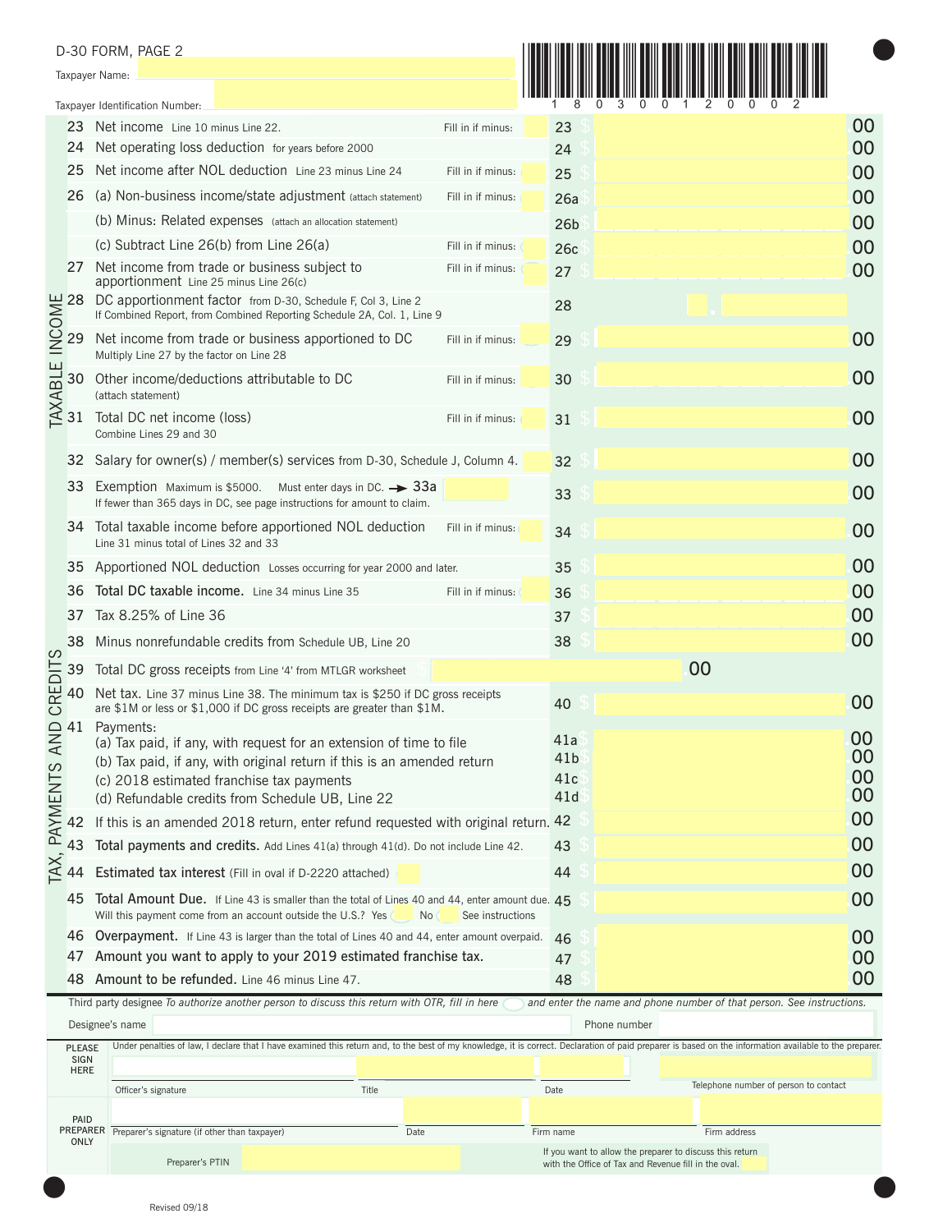D-30 FORM, PAGE 2

Taxpayer Name:

Taxpayer Identification Number:

1 8 0 3 0 0 1 2 0 0 0 2

## TAXABLE INCOME

| Line | Description | Fill in if minus | Line | Amount |
|---|---|---|---|---|
| 23 | Net income Line 10 minus Line 22. | Fill in if minus: | 23 | $ .00 |
| 24 | Net operating loss deduction for years before 2000 | | 24 | $ .00 |
| 25 | Net income after NOL deduction Line 23 minus Line 24 | Fill in if minus: | 25 | $ .00 |
| 26 | (a) Non-business income/state adjustment (attach statement) | Fill in if minus: | 26a | $ .00 |
| | (b) Minus: Related expenses (attach an allocation statement) | | 26b | $ .00 |
| | (c) Subtract Line 26(b) from Line 26(a) | Fill in if minus: | 26c | $ .00 |
| 27 | Net income from trade or business subject to apportionment Line 25 minus Line 26(c) | Fill in if minus: | 27 | $ .00 |
| 28 | DC apportionment factor from D-30, Schedule F, Col 3, Line 2<br>If Combined Report, from Combined Reporting Schedule 2A, Col. 1, Line 9 | | 28 | . |
| 29 | Net income from trade or business apportioned to DC<br>Multiply Line 27 by the factor on Line 28 | Fill in if minus: | 29 | $ .00 |
| 30 | Other income/deductions attributable to DC<br>(attach statement) | Fill in if minus: | 30 | $ .00 |
| 31 | Total DC net income (loss)<br>Combine Lines 29 and 30 | Fill in if minus: | 31 | $ .00 |
| 32 | Salary for owner(s) / member(s) services from D-30, Schedule J, Column 4. | | 32 | $ .00 |
| 33 | Exemption Maximum is $5000. Must enter days in DC. → 33a<br>If fewer than 365 days in DC, see page instructions for amount to claim. | | 33 | $ .00 |
| 34 | Total taxable income before apportioned NOL deduction<br>Line 31 minus total of Lines 32 and 33 | Fill in if minus: | 34 | $ .00 |
| 35 | Apportioned NOL deduction Losses occurring for year 2000 and later. | | 35 | $ .00 |
| 36 | Total DC taxable income. Line 34 minus Line 35 | Fill in if minus: | 36 | $ .00 |

## TAX, PAYMENTS AND CREDITS

| Line | Description | Line | Amount |
|---|---|---|---|
| 37 | Tax 8.25% of Line 36 | 37 | $ .00 |
| 38 | Minus nonrefundable credits from Schedule UB, Line 20 | 38 | $ .00 |
| 39 | Total DC gross receipts from Line '4' from MTLGR worksheet $ .00 | | |
| 40 | Net tax. Line 37 minus Line 38. The minimum tax is $250 if DC gross receipts are $1M or less or $1,000 if DC gross receipts are greater than $1M. | 40 | $ .00 |
| 41 | Payments:<br>(a) Tax paid, if any, with request for an extension of time to file | 41a | $ .00 |
| | (b) Tax paid, if any, with original return if this is an amended return | 41b | $ .00 |
| | (c) 2018 estimated franchise tax payments | 41c | $ .00 |
| | (d) Refundable credits from Schedule UB, Line 22 | 41d | $ .00 |
| 42 | If this is an amended 2018 return, enter refund requested with original return. | 42 | $ .00 |
| 43 | Total payments and credits. Add Lines 41(a) through 41(d). Do not include Line 42. | 43 | $ .00 |
| 44 | Estimated tax interest (Fill in oval if D-2220 attached) | 44 | $ .00 |
| 45 | Total Amount Due. If Line 43 is smaller than the total of Lines 40 and 44, enter amount due.<br>Will this payment come from an account outside the U.S.? Yes ◯ No ◯ See instructions | 45 | $ .00 |
| 46 | Overpayment. If Line 43 is larger than the total of Lines 40 and 44, enter amount overpaid. | 46 | $ .00 |
| 47 | Amount you want to apply to your 2019 estimated franchise tax. | 47 | $ .00 |
| 48 | Amount to be refunded. Line 46 minus Line 47. | 48 | $ .00 |

Third party designee *To authorize another person to discuss this return with OTR, fill in here* ◯ *and enter the name and phone number of that person. See instructions.*

Designee's name | Phone number

**PLEASE SIGN HERE**

Under penalties of law, I declare that I have examined this return and, to the best of my knowledge, it is correct. Declaration of paid preparer is based on the information available to the preparer.

Officer's signature | Title | Date | Telephone number of person to contact

**PAID PREPARER ONLY**

Preparer's signature (if other than taxpayer) | Date | Firm name | Firm address

Preparer's PTIN

If you want to allow the preparer to discuss this return with the Office of Tax and Revenue fill in the oval. ◯

Revised 09/18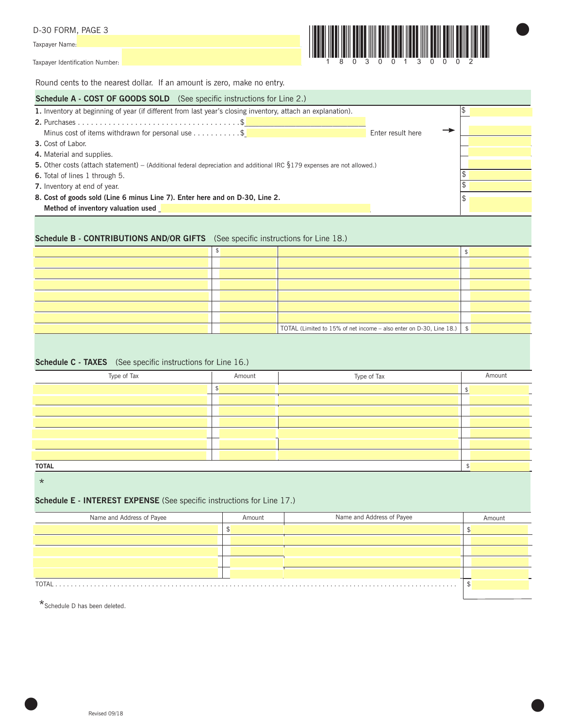D-30 FORM, PAGE 3

Taxpayer Name:

Taxpayer Identification Number:

1 8 0 3 0 0 1 3 0 0 0 2

Round cents to the nearest dollar. If an amount is zero, make no entry.

## Schedule A - COST OF GOODS SOLD (See specific instructions for Line 2.)

| | |
|---|---|
| **1.** Inventory at beginning of year (if different from last year's closing inventory, attach an explanation). | $ |
| **2.** Purchases . . . . . . . . . . . . . . . . . . . . . . . . . . . . . . . . . . . . . . $ | |
| Minus cost of items withdrawn for personal use . . . . . . . . . . . $ Enter result here → | |
| **3.** Cost of Labor. | |
| **4.** Material and supplies. | |
| **5.** Other costs (attach statement) – (Additional federal depreciation and additional IRC §179 expenses are not allowed.) | |
| **6.** Total of lines 1 through 5. | $ |
| **7.** Inventory at end of year. | $ |
| **8. Cost of goods sold (Line 6 minus Line 7). Enter here and on D-30, Line 2.** | $ |
| **Method of inventory valuation used** _ | |

## Schedule B - CONTRIBUTIONS AND/OR GIFTS (See specific instructions for Line 18.)

| | | | |
|---|---|---|---|
| | $ | | $ |
| | | | |
| | | | |
| | | | |
| | | | |
| | | | |
| | | | |
| | | TOTAL (Limited to 15% of net income – also enter on D-30, Line 18.) | $ |

## Schedule C - TAXES (See specific instructions for Line 16.)

| Type of Tax | Amount | Type of Tax | Amount |
|---|---|---|---|
| | $ | | $ |
| | | | |
| | | | |
| | | | |
| | | | |
| | | | |
| **TOTAL** | | | $ |

*

## Schedule E - INTEREST EXPENSE (See specific instructions for Line 17.)

| Name and Address of Payee | Amount | Name and Address of Payee | Amount |
|---|---|---|---|
| | $ | | $ |
| | | | |
| | | | |
| | | | |
| | | | |
| TOTAL . . . . . . . . . . . . . . . . . . . . . . . . . . . . . . . . . . . . . . . . . . . . . . . . . . . . . . . . . . . . | | | $ |

*Schedule D has been deleted.

Revised 09/18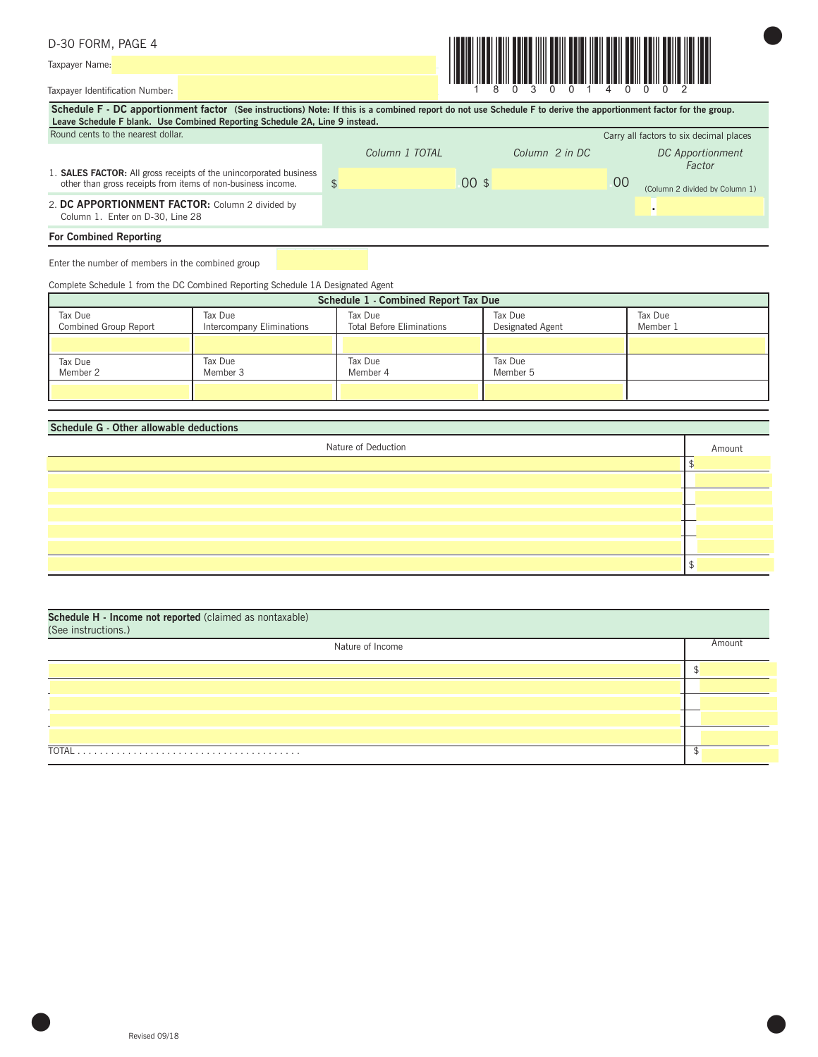D-30 FORM, PAGE 4

Taxpayer Name:

Taxpayer Identification Number:

1 8 0 3 0 0 1 4 0 0 0 2

## Schedule F - DC apportionment factor

(See instructions) **Note: If this is a combined report do not use Schedule F to derive the apportionment factor for the group. Leave Schedule F blank. Use Combined Reporting Schedule 2A, Line 9 instead.**

Round cents to the nearest dollar.

Carry all factors to six decimal places

| | *Column 1 TOTAL* | *Column 2 in DC* | *DC Apportionment Factor* (Column 2 divided by Column 1) |
|---|---|---|---|
| 1. **SALES FACTOR:** All gross receipts of the unincorporated business other than gross receipts from items of non-business income. | $ .00 | $ .00 | |
| 2. **DC APPORTIONMENT FACTOR:** Column 2 divided by Column 1. Enter on D-30, Line 28 | | | . |

**For Combined Reporting**

Enter the number of members in the combined group

Complete Schedule 1 from the DC Combined Reporting Schedule 1A Designated Agent

| Schedule 1 - Combined Report Tax Due | | | | |
|---|---|---|---|---|
| Tax Due Combined Group Report | Tax Due Intercompany Eliminations | Tax Due Total Before Eliminations | Tax Due Designated Agent | Tax Due Member 1 |
| | | | | |
| Tax Due Member 2 | Tax Due Member 3 | Tax Due Member 4 | Tax Due Member 5 | |
| | | | | |

## Schedule G - Other allowable deductions

| Nature of Deduction | Amount |
|---|---|
| | $ |
| | |
| | |
| | |
| | |
| | |
| | $ |

## Schedule H - Income not reported (claimed as nontaxable)

(See instructions.)

| Nature of Income | Amount |
|---|---|
| | $ |
| | |
| | |
| | |
| | |
| TOTAL . . . . . . . . . . . . . . . . . . . . . . . . . . . . . . . . . . . . . . . . | $ |

Revised 09/18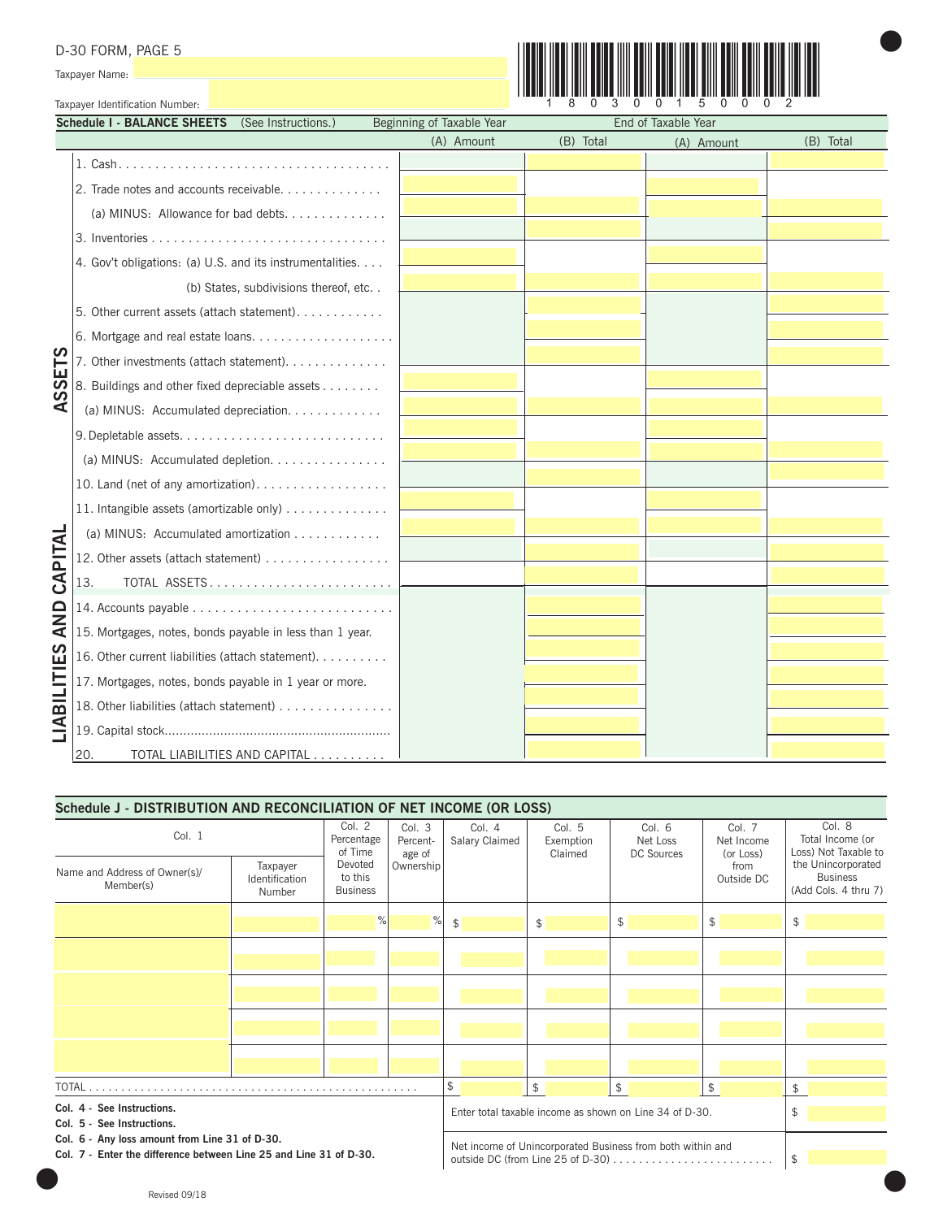D-30 FORM, PAGE 5

Taxpayer Name:

Taxpayer Identification Number:

1 8 0 3 0 0 1 5 0 0 0 2

**Schedule I - BALANCE SHEETS** (See Instructions.)

| | | Beginning of Taxable Year | | End of Taxable Year | |
|---|---|---|---|---|---|
| | | (A) Amount | (B) Total | (A) Amount | (B) Total |
| ASSETS | 1. Cash | | | | |
| | 2. Trade notes and accounts receivable | | | | |
| | (a) MINUS: Allowance for bad debts | | | | |
| | 3. Inventories | | | | |
| | 4. Gov't obligations: (a) U.S. and its instrumentalities | | | | |
| | (b) States, subdivisions thereof, etc. | | | | |
| | 5. Other current assets (attach statement) | | | | |
| | 6. Mortgage and real estate loans | | | | |
| | 7. Other investments (attach statement) | | | | |
| | 8. Buildings and other fixed depreciable assets | | | | |
| | (a) MINUS: Accumulated depreciation | | | | |
| | 9. Depletable assets | | | | |
| | (a) MINUS: Accumulated depletion | | | | |
| | 10. Land (net of any amortization) | | | | |
| | 11. Intangible assets (amortizable only) | | | | |
| | (a) MINUS: Accumulated amortization | | | | |
| | 12. Other assets (attach statement) | | | | |
| | 13. TOTAL ASSETS | | | | |
| LIABILITIES AND CAPITAL | 14. Accounts payable | | | | |
| | 15. Mortgages, notes, bonds payable in less than 1 year | | | | |
| | 16. Other current liabilities (attach statement) | | | | |
| | 17. Mortgages, notes, bonds payable in 1 year or more | | | | |
| | 18. Other liabilities (attach statement) | | | | |
| | 19. Capital stock | | | | |
| | 20. TOTAL LIABILITIES AND CAPITAL | | | | |

**Schedule J - DISTRIBUTION AND RECONCILIATION OF NET INCOME (OR LOSS)**

| Col. 1 Name and Address of Owner(s)/ Member(s) | Col. 1 Taxpayer Identification Number | Col. 2 Percentage of Time Devoted to this Business | Col. 3 Percentage of Ownership | Col. 4 Salary Claimed | Col. 5 Exemption Claimed | Col. 6 Net Loss DC Sources | Col. 7 Net Income (or Loss) from Outside DC | Col. 8 Total Income (or Loss) Not Taxable to the Unincorporated Business (Add Cols. 4 thru 7) |
|---|---|---|---|---|---|---|---|---|
| | | % | % | $ | $ | $ | $ | $ |
| | | | | | | | | |
| | | | | | | | | |
| | | | | | | | | |
| | | | | | | | | |
| TOTAL | | | | $ | $ | $ | $ | $ |

**Col. 4 - See Instructions.**
**Col. 5 - See Instructions.**
**Col. 6 - Any loss amount from Line 31 of D-30.**
**Col. 7 - Enter the difference between Line 25 and Line 31 of D-30.**

Enter total taxable income as shown on Line 34 of D-30. $

Net income of Unincorporated Business from both within and outside DC (from Line 25 of D-30) $

Revised 09/18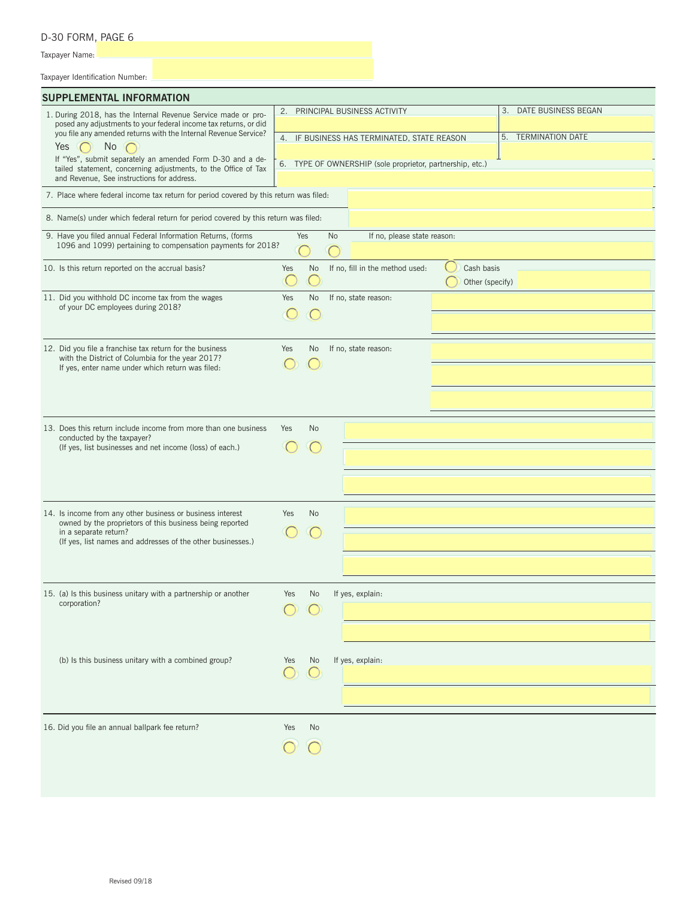D-30 FORM, PAGE 6

Taxpayer Name:

Taxpayer Identification Number:

## SUPPLEMENTAL INFORMATION

1. During 2018, has the Internal Revenue Service made or proposed any adjustments to your federal income tax returns, or did you file any amended returns with the Internal Revenue Service?
   Yes ◯ No ◯
   If "Yes", submit separately an amended Form D-30 and a detailed statement, concerning adjustments, to the Office of Tax and Revenue, See instructions for address.

2. PRINCIPAL BUSINESS ACTIVITY

3. DATE BUSINESS BEGAN

4. IF BUSINESS HAS TERMINATED, STATE REASON

5. TERMINATION DATE

6. TYPE OF OWNERSHIP (sole proprietor, partnership, etc.)

7. Place where federal income tax return for period covered by this return was filed:

8. Name(s) under which federal return for period covered by this return was filed:

9. Have you filed annual Federal Information Returns, (forms 1096 and 1099) pertaining to compensation payments for 2018? Yes ◯ No ◯ If no, please state reason:

10. Is this return reported on the accrual basis? Yes ◯ No ◯ If no, fill in the method used: ◯ Cash basis ◯ Other (specify)

11. Did you withhold DC income tax from the wages of your DC employees during 2018? Yes ◯ No ◯ If no, state reason:

12. Did you file a franchise tax return for the business with the District of Columbia for the year 2017? Yes ◯ No ◯ If no, state reason:
    If yes, enter name under which return was filed:

13. Does this return include income from more than one business conducted by the taxpayer? Yes ◯ No ◯
    (If yes, list businesses and net income (loss) of each.)

14. Is income from any other business or business interest owned by the proprietors of this business being reported in a separate return? Yes ◯ No ◯
    (If yes, list names and addresses of the other businesses.)

15. (a) Is this business unitary with a partnership or another corporation? Yes ◯ No ◯ If yes, explain:

    (b) Is this business unitary with a combined group? Yes ◯ No ◯ If yes, explain:

16. Did you file an annual ballpark fee return? Yes ◯ No ◯

Revised 09/18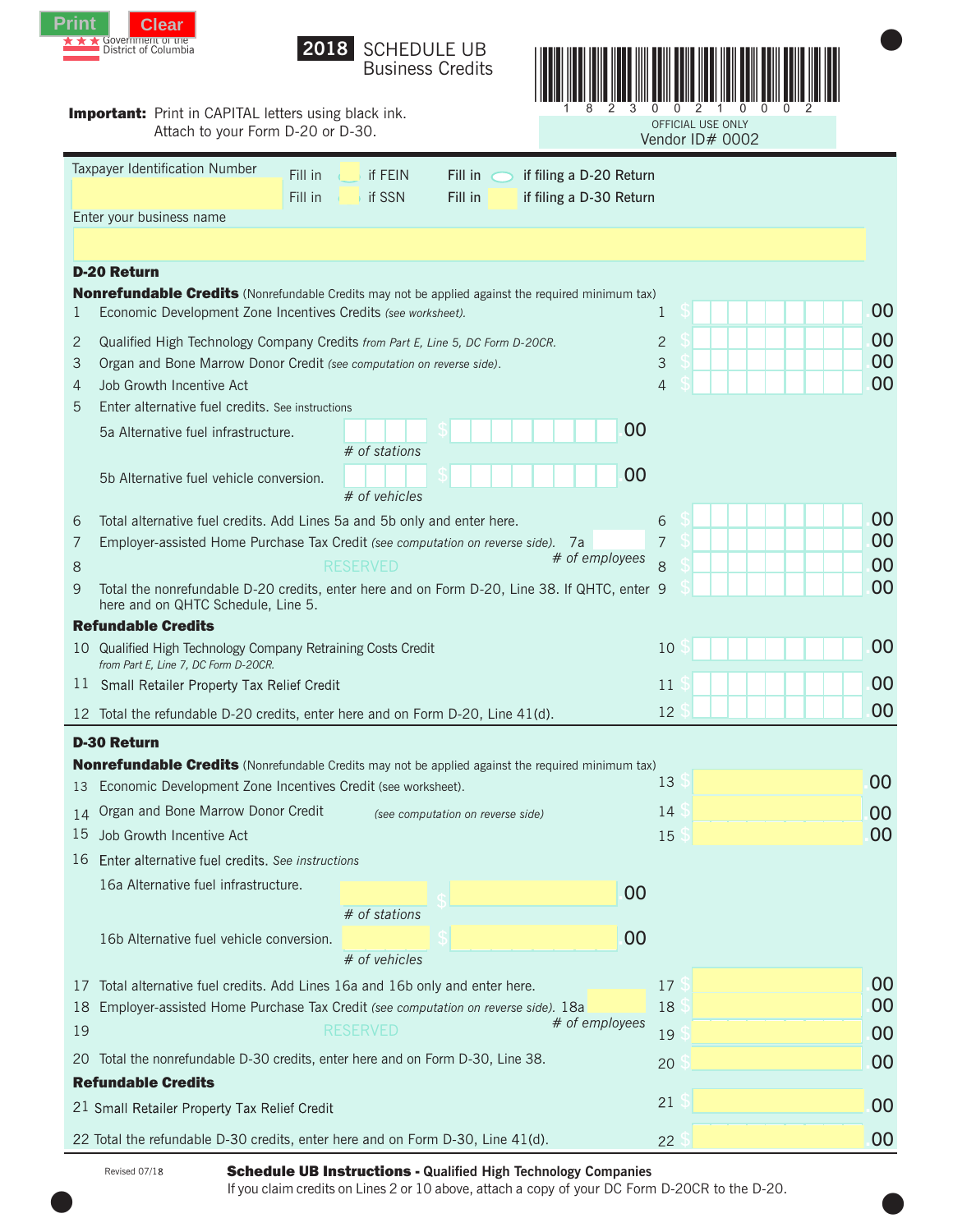Print Clear

Government of the District of Columbia

# 2018 SCHEDULE UB Business Credits

1 8 2 3 0 0 2 1 0 0 0 2

OFFICIAL USE ONLY
Vendor ID# 0002

**Important:** Print in CAPITAL letters using black ink.
Attach to your Form D-20 or D-30.

Taxpayer Identification Number

Fill in if FEIN
Fill in if SSN

Fill in if filing a D-20 Return
Fill in if filing a D-30 Return

Enter your business name

## D-20 Return

**Nonrefundable Credits** (Nonrefundable Credits may not be applied against the required minimum tax)

1 Economic Development Zone Incentives Credits *(see worksheet).* 1 $ .00

2 Qualified High Technology Company Credits *from Part E, Line 5, DC Form D-20CR.* 2 $ .00

3 Organ and Bone Marrow Donor Credit *(see computation on reverse side).* 3 $ .00

4 Job Growth Incentive Act 4 $ .00

5 Enter alternative fuel credits. See instructions

5a Alternative fuel infrastructure. *# of stations* $ .00

5b Alternative fuel vehicle conversion. *# of vehicles* $ .00

6 Total alternative fuel credits. Add Lines 5a and 5b only and enter here. 6 $ .00

7 Employer-assisted Home Purchase Tax Credit *(see computation on reverse side).* 7a *# of employees* 7 $ .00

8 RESERVED 8 $ .00

9 Total the nonrefundable D-20 credits, enter here and on Form D-20, Line 38. If QHTC, enter here and on QHTC Schedule, Line 5. 9 $ .00

**Refundable Credits**

10 Qualified High Technology Company Retraining Costs Credit *from Part E, Line 7, DC Form D-20CR.* 10 $ .00

11 Small Retailer Property Tax Relief Credit 11 $ .00

12 Total the refundable D-20 credits, enter here and on Form D-20, Line 41(d). 12 $ .00

## D-30 Return

**Nonrefundable Credits** (Nonrefundable Credits may not be applied against the required minimum tax)

13 Economic Development Zone Incentives Credit (see worksheet). 13 $ .00

14 Organ and Bone Marrow Donor Credit *(see computation on reverse side)* 14 $ .00

15 Job Growth Incentive Act 15 $ .00

16 Enter alternative fuel credits. *See instructions*

16a Alternative fuel infrastructure. *# of stations* $ .00

16b Alternative fuel vehicle conversion. *# of vehicles* $ .00

17 Total alternative fuel credits. Add Lines 16a and 16b only and enter here. 17 $ .00

18 Employer-assisted Home Purchase Tax Credit *(see computation on reverse side).* 18a *# of employees* 18 $ .00

19 RESERVED 19 $ .00

20 Total the nonrefundable D-30 credits, enter here and on Form D-30, Line 38. 20 $ .00

**Refundable Credits**

21 Small Retailer Property Tax Relief Credit 21 $ .00

22 Total the refundable D-30 credits, enter here and on Form D-30, Line 41(d). 22 $ .00

Revised 07/18

**Schedule UB Instructions - Qualified High Technology Companies**
If you claim credits on Lines 2 or 10 above, attach a copy of your DC Form D-20CR to the D-20.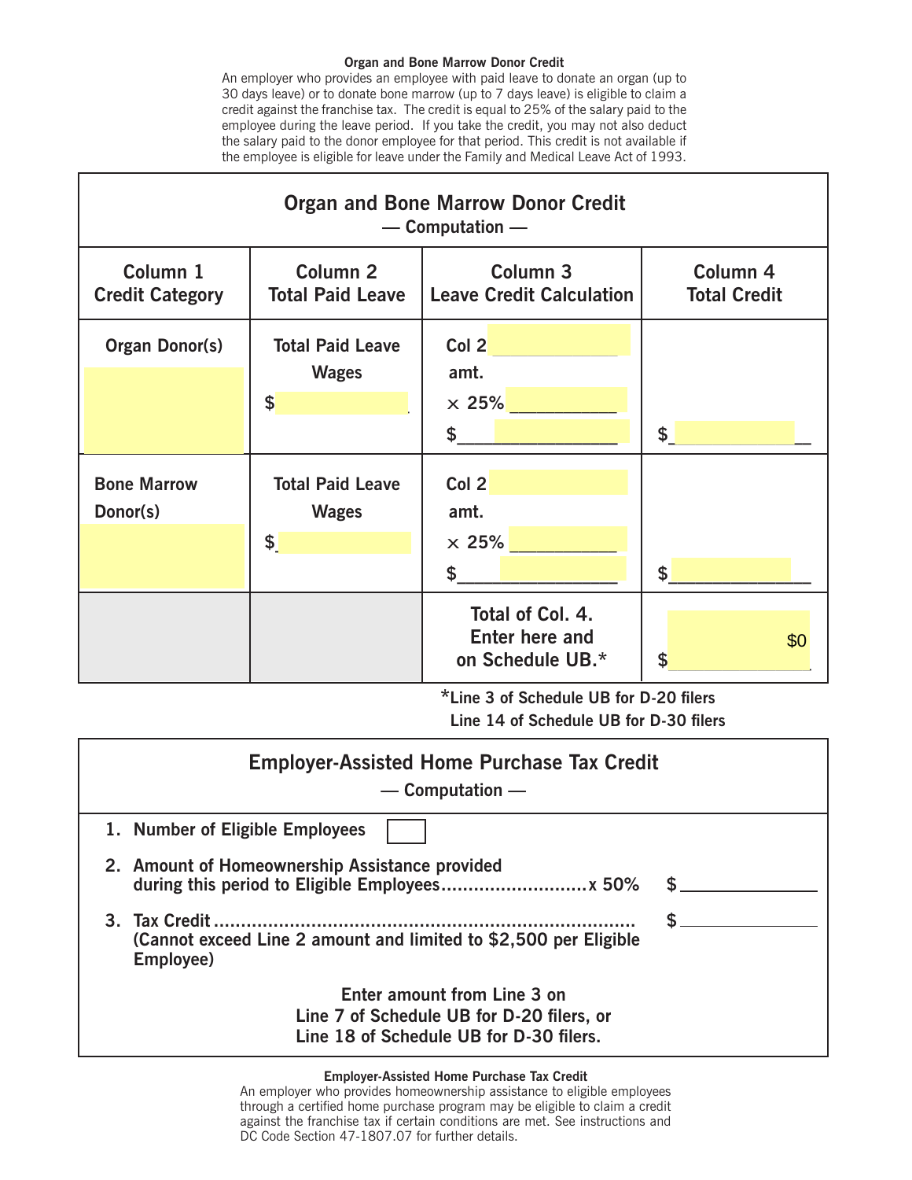**Organ and Bone Marrow Donor Credit**

An employer who provides an employee with paid leave to donate an organ (up to 30 days leave) or to donate bone marrow (up to 7 days leave) is eligible to claim a credit against the franchise tax. The credit is equal to 25% of the salary paid to the employee during the leave period. If you take the credit, you may not also deduct the salary paid to the donor employee for that period. This credit is not available if the employee is eligible for leave under the Family and Medical Leave Act of 1993.

## Organ and Bone Marrow Donor Credit
— Computation —

| Column 1 Credit Category | Column 2 Total Paid Leave | Column 3 Leave Credit Calculation | Column 4 Total Credit |
|---|---|---|---|
| Organ Donor(s) | Total Paid Leave Wages $ | Col 2 amt. × 25% $ | $ |
| Bone Marrow Donor(s) | Total Paid Leave Wages $ | Col 2 amt. × 25% $ | $ |
| | | Total of Col. 4. Enter here and on Schedule UB.* | $ $0 |

*Line 3 of Schedule UB for D-20 filers
Line 14 of Schedule UB for D-30 filers

## Employer-Assisted Home Purchase Tax Credit
— Computation —

1. Number of Eligible Employees
2. Amount of Homeownership Assistance provided during this period to Eligible Employees.......................... x 50% $
3. Tax Credit ........................................................................ $
(Cannot exceed Line 2 amount and limited to $2,500 per Eligible Employee)

Enter amount from Line 3 on
Line 7 of Schedule UB for D-20 filers, or
Line 18 of Schedule UB for D-30 filers.

**Employer-Assisted Home Purchase Tax Credit**

An employer who provides homeownership assistance to eligible employees through a certified home purchase program may be eligible to claim a credit against the franchise tax if certain conditions are met. See instructions and DC Code Section 47-1807.07 for further details.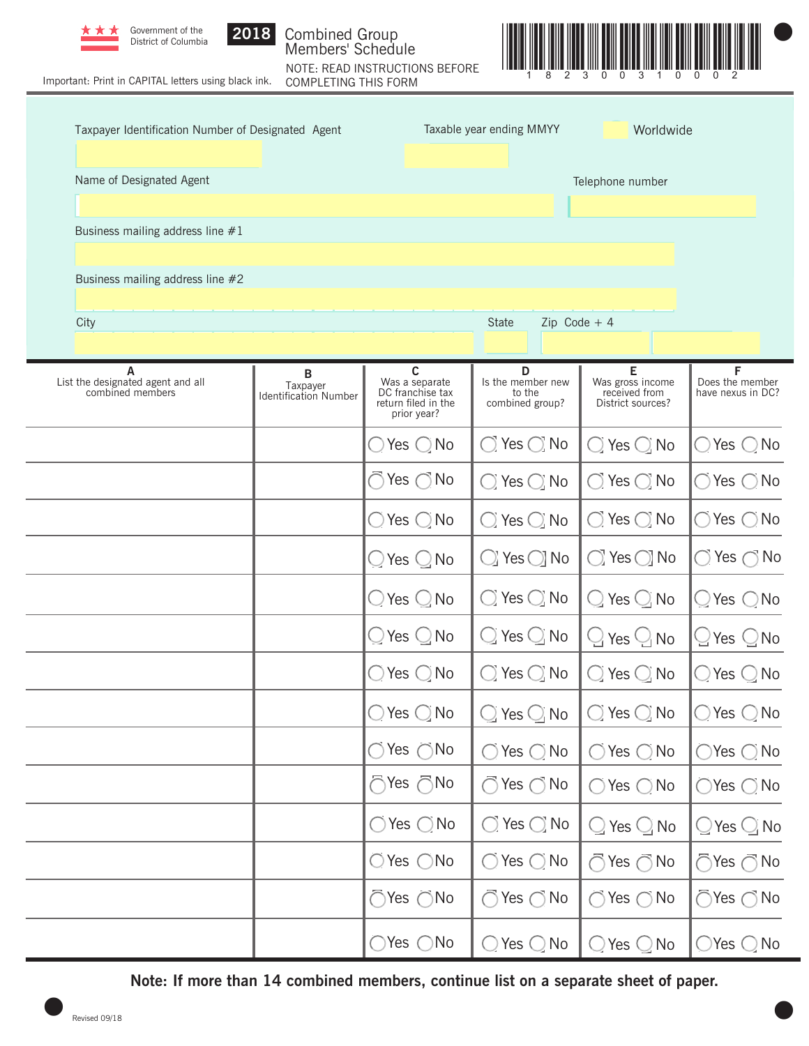Government of the District of Columbia

# 2018 Combined Group Members' Schedule

Important: Print in CAPITAL letters using black ink.

NOTE: READ INSTRUCTIONS BEFORE COMPLETING THIS FORM

1 8 2 3 0 0 3 1 0 0 0 2

Taxpayer Identification Number of Designated Agent

Taxable year ending MMYY

Worldwide

Name of Designated Agent

Telephone number

Business mailing address line #1

Business mailing address line #2

City

State

Zip Code + 4

| A<br>List the designated agent and all combined members | B<br>Taxpayer Identification Number | C<br>Was a separate DC franchise tax return filed in the prior year? | D<br>Is the member new to the combined group? | E<br>Was gross income received from District sources? | F<br>Does the member have nexus in DC? |
|---|---|---|---|---|---|
| | | ◯ Yes ◯ No | ◯ Yes ◯ No | ◯ Yes ◯ No | ◯ Yes ◯ No |
| | | ◯ Yes ◯ No | ◯ Yes ◯ No | ◯ Yes ◯ No | ◯ Yes ◯ No |
| | | ◯ Yes ◯ No | ◯ Yes ◯ No | ◯ Yes ◯ No | ◯ Yes ◯ No |
| | | ◯ Yes ◯ No | ◯ Yes ◯ No | ◯ Yes ◯ No | ◯ Yes ◯ No |
| | | ◯ Yes ◯ No | ◯ Yes ◯ No | ◯ Yes ◯ No | ◯ Yes ◯ No |
| | | ◯ Yes ◯ No | ◯ Yes ◯ No | ◯ Yes ◯ No | ◯ Yes ◯ No |
| | | ◯ Yes ◯ No | ◯ Yes ◯ No | ◯ Yes ◯ No | ◯ Yes ◯ No |
| | | ◯ Yes ◯ No | ◯ Yes ◯ No | ◯ Yes ◯ No | ◯ Yes ◯ No |
| | | ◯ Yes ◯ No | ◯ Yes ◯ No | ◯ Yes ◯ No | ◯ Yes ◯ No |
| | | ◯ Yes ◯ No | ◯ Yes ◯ No | ◯ Yes ◯ No | ◯ Yes ◯ No |
| | | ◯ Yes ◯ No | ◯ Yes ◯ No | ◯ Yes ◯ No | ◯ Yes ◯ No |
| | | ◯ Yes ◯ No | ◯ Yes ◯ No | ◯ Yes ◯ No | ◯ Yes ◯ No |
| | | ◯ Yes ◯ No | ◯ Yes ◯ No | ◯ Yes ◯ No | ◯ Yes ◯ No |
| | | ◯ Yes ◯ No | ◯ Yes ◯ No | ◯ Yes ◯ No | ◯ Yes ◯ No |

**Note: If more than 14 combined members, continue list on a separate sheet of paper.**

Revised 09/18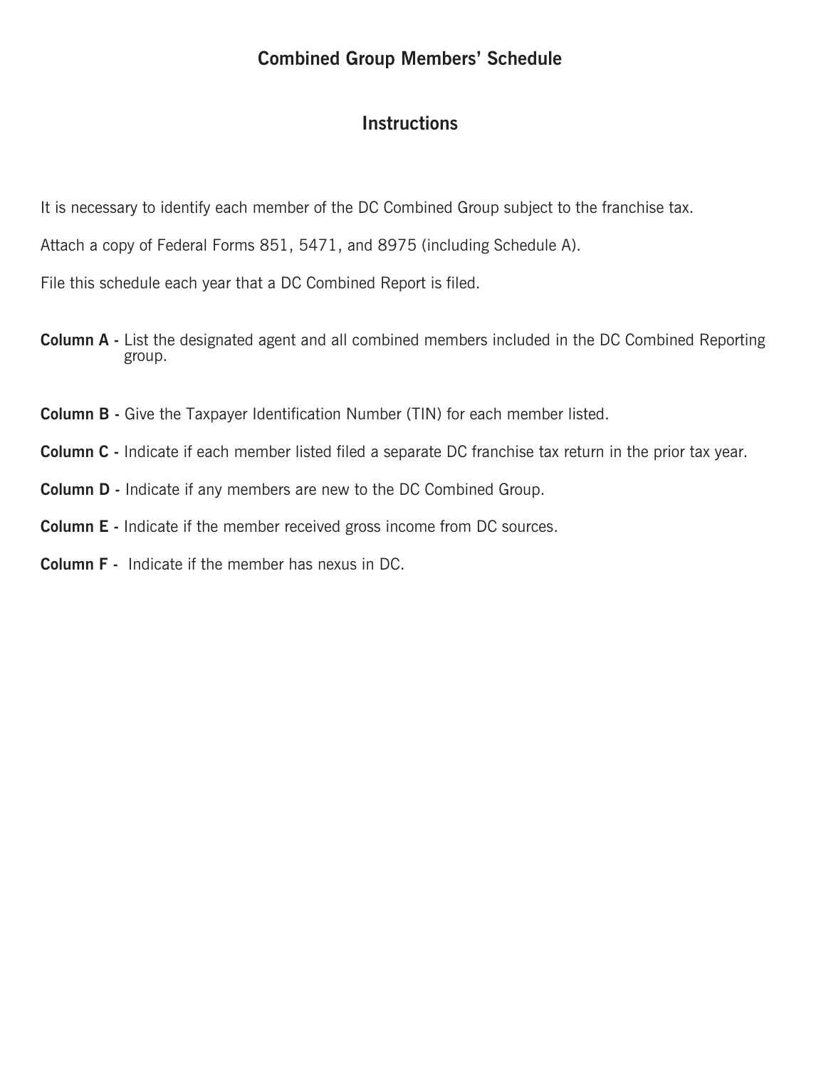# Combined Group Members' Schedule

## Instructions

It is necessary to identify each member of the DC Combined Group subject to the franchise tax.

Attach a copy of Federal Forms 851, 5471, and 8975 (including Schedule A).

File this schedule each year that a DC Combined Report is filed.

**Column A -** List the designated agent and all combined members included in the DC Combined Reporting group.

**Column B -** Give the Taxpayer Identification Number (TIN) for each member listed.

**Column C -** Indicate if each member listed filed a separate DC franchise tax return in the prior tax year.

**Column D -** Indicate if any members are new to the DC Combined Group.

**Column E -** Indicate if the member received gross income from DC sources.

**Column F -** Indicate if the member has nexus in DC.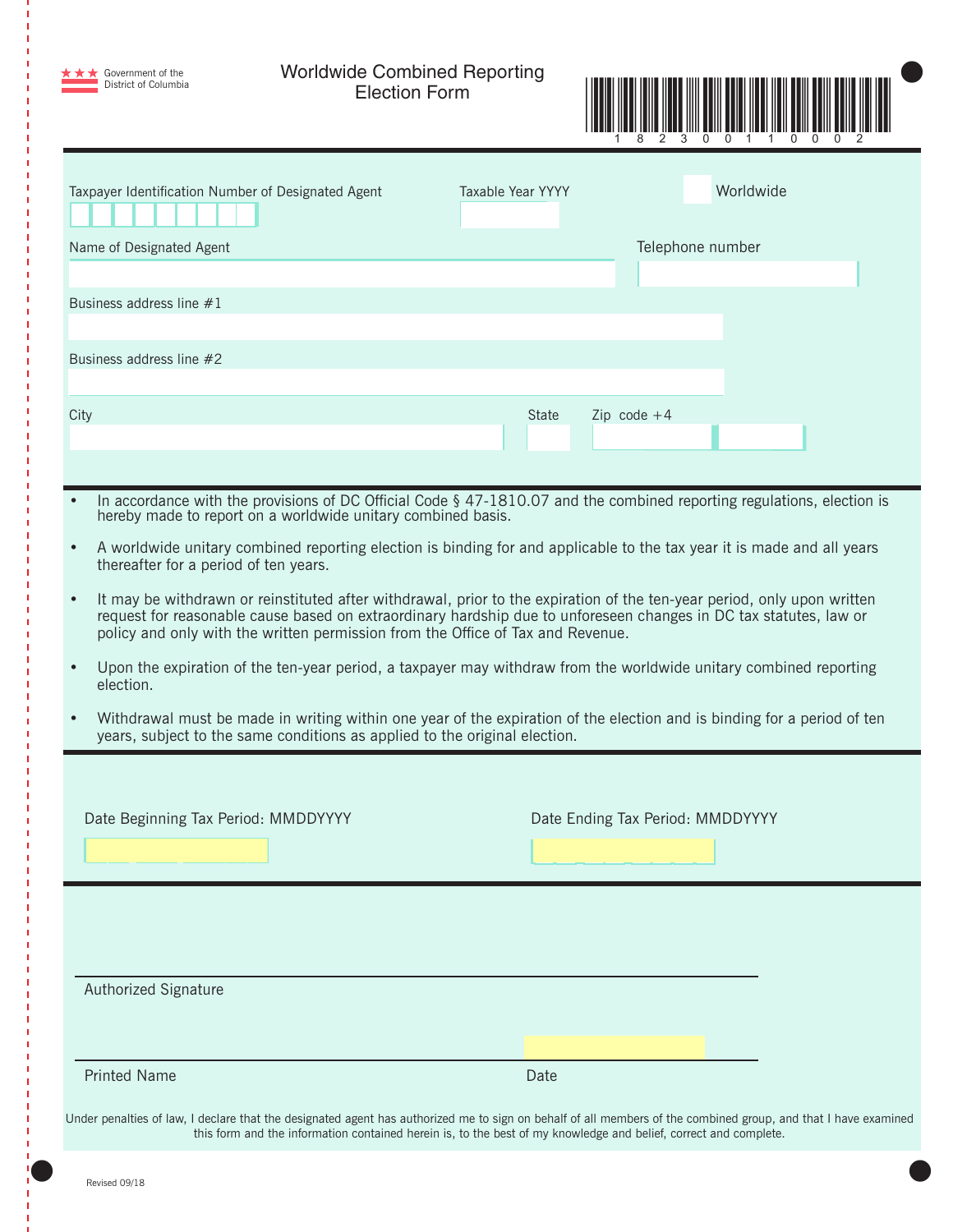Government of the District of Columbia

# Worldwide Combined Reporting Election Form

1 8 2 3 0 0 1 1 0 0 0 2

Taxpayer Identification Number of Designated Agent

Taxable Year YYYY

Worldwide

Name of Designated Agent

Telephone number

Business address line #1

Business address line #2

City

State

Zip code +4

- In accordance with the provisions of DC Official Code § 47-1810.07 and the combined reporting regulations, election is hereby made to report on a worldwide unitary combined basis.
- A worldwide unitary combined reporting election is binding for and applicable to the tax year it is made and all years thereafter for a period of ten years.
- It may be withdrawn or reinstituted after withdrawal, prior to the expiration of the ten-year period, only upon written request for reasonable cause based on extraordinary hardship due to unforeseen changes in DC tax statutes, law or policy and only with the written permission from the Office of Tax and Revenue.
- Upon the expiration of the ten-year period, a taxpayer may withdraw from the worldwide unitary combined reporting election.
- Withdrawal must be made in writing within one year of the expiration of the election and is binding for a period of ten years, subject to the same conditions as applied to the original election.

Date Beginning Tax Period: MMDDYYYY

Date Ending Tax Period: MMDDYYYY

Authorized Signature

Printed Name

Date

Under penalties of law, I declare that the designated agent has authorized me to sign on behalf of all members of the combined group, and that I have examined this form and the information contained herein is, to the best of my knowledge and belief, correct and complete.

Revised 09/18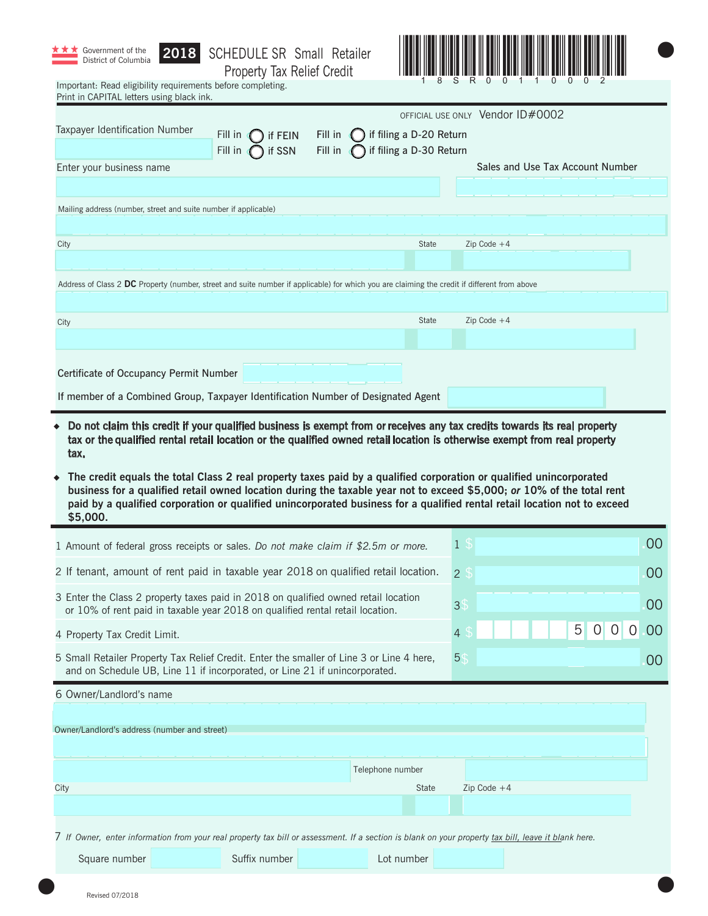Government of the District of Columbia

# 2018 SCHEDULE SR Small Retailer Property Tax Relief Credit

1 8 S R 0 0 1 1 0 0 0 2

Important: Read eligibility requirements before completing.
Print in CAPITAL letters using black ink.

OFFICIAL USE ONLY Vendor ID#0002

Taxpayer Identification Number

Fill in ◯ if FEIN Fill in ◯ if filing a D-20 Return

Fill in ◯ if SSN Fill in ◯ if filing a D-30 Return

Enter your business name

Sales and Use Tax Account Number

Mailing address (number, street and suite number if applicable)

City State Zip Code +4

Address of Class 2 **DC** Property (number, street and suite number if applicable) for which you are claiming the credit if different from above

City State Zip Code +4

Certificate of Occupancy Permit Number

If member of a Combined Group, Taxpayer Identification Number of Designated Agent

- **Do not claim this credit if your qualified business is exempt from or receives any tax credits towards its real property tax or the qualified rental retail location or the qualified owned retail location is otherwise exempt from real property tax.**
- **The credit equals the total Class 2 real property taxes paid by a qualified corporation or qualified unincorporated business for a qualified retail owned location during the taxable year not to exceed $5,000; *or* 10% of the total rent paid by a qualified corporation or qualified unincorporated business for a qualified rental retail location not to exceed $5,000.**

| | | |
|---|---|---|
| 1 Amount of federal gross receipts or sales. *Do not make claim if $2.5m or more.* | 1 $ | .00 |
| 2 If tenant, amount of rent paid in taxable year 2018 on qualified retail location. | 2 $ | .00 |
| 3 Enter the Class 2 property taxes paid in 2018 on qualified owned retail location or 10% of rent paid in taxable year 2018 on qualified rental retail location. | 3 $ | .00 |
| 4 Property Tax Credit Limit. | 4 $ 5000 | .00 |
| 5 Small Retailer Property Tax Relief Credit. Enter the smaller of Line 3 or Line 4 here, and on Schedule UB, Line 11 if incorporated, or Line 21 if unincorporated. | 5 $ | .00 |

6 Owner/Landlord's name

Owner/Landlord's address (number and street)

Telephone number

City State Zip Code +4

7 *If Owner, enter information from your real property tax bill or assessment. If a section is blank on your property tax bill, leave it blank here.*

Square number Suffix number Lot number

Revised 07/2018